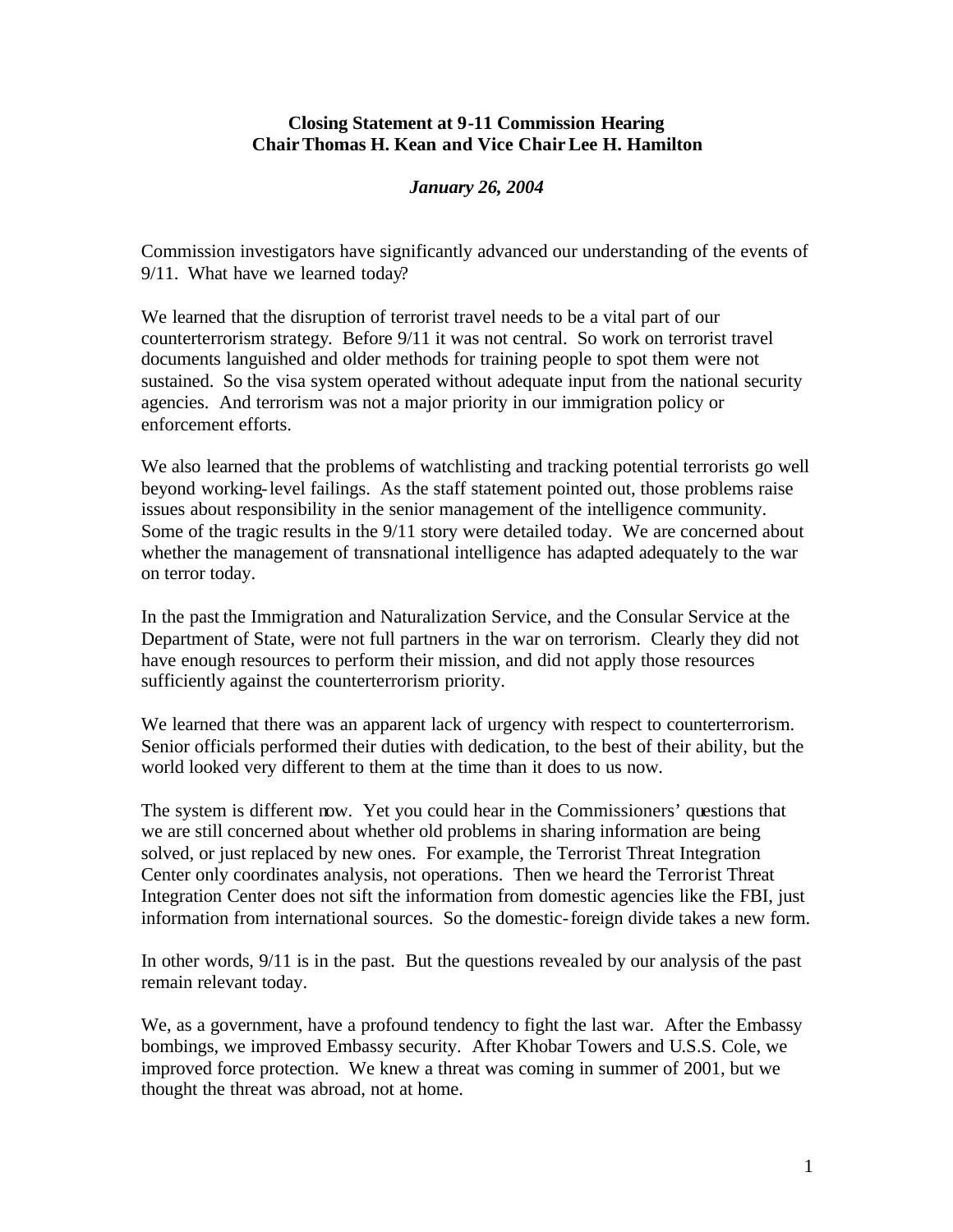**Closing Statement at 9-11 Commission Hearing**
**Chair Thomas H. Kean and Vice Chair Lee H. Hamilton**

***January 26, 2004***

Commission investigators have significantly advanced our understanding of the events of 9/11. What have we learned today?

We learned that the disruption of terrorist travel needs to be a vital part of our counterterrorism strategy. Before 9/11 it was not central. So work on terrorist travel documents languished and older methods for training people to spot them were not sustained. So the visa system operated without adequate input from the national security agencies. And terrorism was not a major priority in our immigration policy or enforcement efforts.

We also learned that the problems of watchlisting and tracking potential terrorists go well beyond working-level failings. As the staff statement pointed out, those problems raise issues about responsibility in the senior management of the intelligence community. Some of the tragic results in the 9/11 story were detailed today. We are concerned about whether the management of transnational intelligence has adapted adequately to the war on terror today.

In the past the Immigration and Naturalization Service, and the Consular Service at the Department of State, were not full partners in the war on terrorism. Clearly they did not have enough resources to perform their mission, and did not apply those resources sufficiently against the counterterrorism priority.

We learned that there was an apparent lack of urgency with respect to counterterrorism. Senior officials performed their duties with dedication, to the best of their ability, but the world looked very different to them at the time than it does to us now.

The system is different now. Yet you could hear in the Commissioners' questions that we are still concerned about whether old problems in sharing information are being solved, or just replaced by new ones. For example, the Terrorist Threat Integration Center only coordinates analysis, not operations. Then we heard the Terrorist Threat Integration Center does not sift the information from domestic agencies like the FBI, just information from international sources. So the domestic-foreign divide takes a new form.

In other words, 9/11 is in the past. But the questions revealed by our analysis of the past remain relevant today.

We, as a government, have a profound tendency to fight the last war. After the Embassy bombings, we improved Embassy security. After Khobar Towers and U.S.S. Cole, we improved force protection. We knew a threat was coming in summer of 2001, but we thought the threat was abroad, not at home.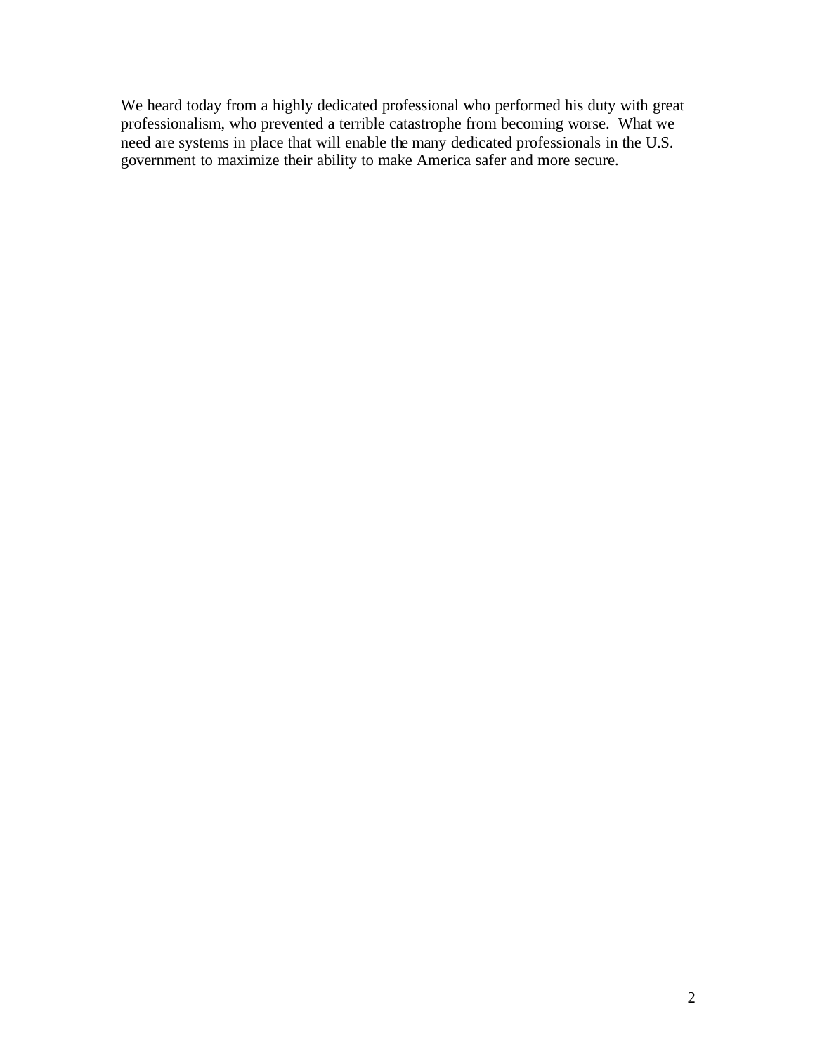We heard today from a highly dedicated professional who performed his duty with great professionalism, who prevented a terrible catastrophe from becoming worse. What we need are systems in place that will enable the many dedicated professionals in the U.S. government to maximize their ability to make America safer and more secure.